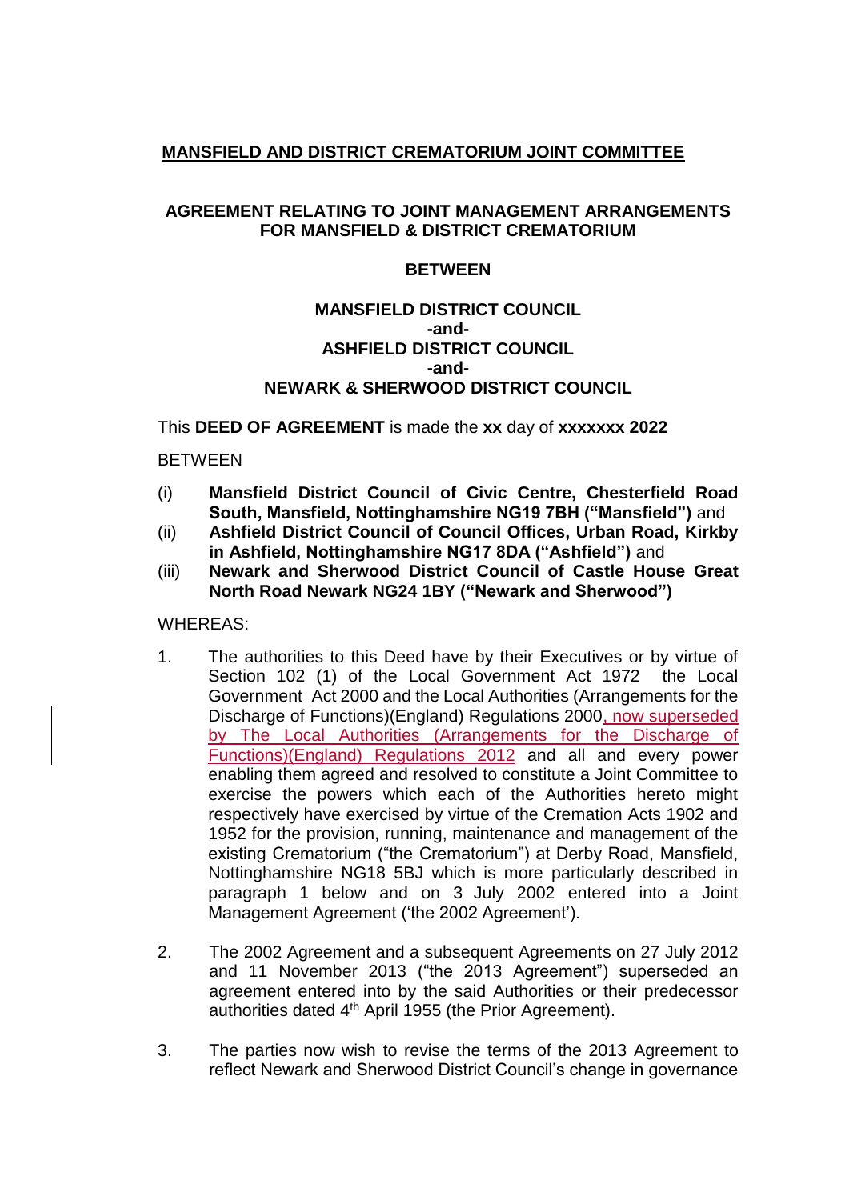**MANSFIELD AND DISTRICT CREMATORIUM JOINT COMMITTEE**

**AGREEMENT RELATING TO JOINT MANAGEMENT ARRANGEMENTS FOR MANSFIELD & DISTRICT CREMATORIUM**

**BETWEEN**

**MANSFIELD DISTRICT COUNCIL**
**-and-**
**ASHFIELD DISTRICT COUNCIL**
**-and-**
**NEWARK & SHERWOOD DISTRICT COUNCIL**

This **DEED OF AGREEMENT** is made the **xx** day of **xxxxxxx 2022**

BETWEEN

(i) **Mansfield District Council of Civic Centre, Chesterfield Road South, Mansfield, Nottinghamshire NG19 7BH ("Mansfield")** and
(ii) **Ashfield District Council of Council Offices, Urban Road, Kirkby in Ashfield, Nottinghamshire NG17 8DA ("Ashfield")** and
(iii) **Newark and Sherwood District Council of Castle House Great North Road Newark NG24 1BY ("Newark and Sherwood")**

WHEREAS:

1. The authorities to this Deed have by their Executives or by virtue of Section 102 (1) of the Local Government Act 1972 the Local Government Act 2000 and the Local Authorities (Arrangements for the Discharge of Functions)(England) Regulations 2000, now superseded by The Local Authorities (Arrangements for the Discharge of Functions)(England) Regulations 2012 and all and every power enabling them agreed and resolved to constitute a Joint Committee to exercise the powers which each of the Authorities hereto might respectively have exercised by virtue of the Cremation Acts 1902 and 1952 for the provision, running, maintenance and management of the existing Crematorium ("the Crematorium") at Derby Road, Mansfield, Nottinghamshire NG18 5BJ which is more particularly described in paragraph 1 below and on 3 July 2002 entered into a Joint Management Agreement ('the 2002 Agreement').

2. The 2002 Agreement and a subsequent Agreements on 27 July 2012 and 11 November 2013 ("the 2013 Agreement") superseded an agreement entered into by the said Authorities or their predecessor authorities dated 4th April 1955 (the Prior Agreement).

3. The parties now wish to revise the terms of the 2013 Agreement to reflect Newark and Sherwood District Council's change in governance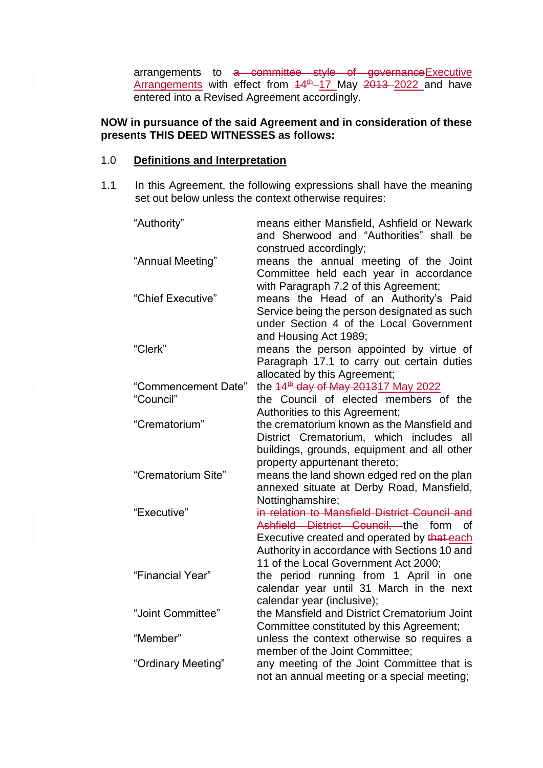arrangements to ~~a committee style of governance~~Executive Arrangements with effect from ~~14th~~ 17 May ~~2013~~ 2022 and have entered into a Revised Agreement accordingly.

**NOW in pursuance of the said Agreement and in consideration of these presents THIS DEED WITNESSES as follows:**

1.0 **Definitions and Interpretation**

1.1 In this Agreement, the following expressions shall have the meaning set out below unless the context otherwise requires:

| | |
|---|---|
| "Authority" | means either Mansfield, Ashfield or Newark and Sherwood and "Authorities" shall be construed accordingly; |
| "Annual Meeting" | means the annual meeting of the Joint Committee held each year in accordance with Paragraph 7.2 of this Agreement; |
| "Chief Executive" | means the Head of an Authority's Paid Service being the person designated as such under Section 4 of the Local Government and Housing Act 1989; |
| "Clerk" | means the person appointed by virtue of Paragraph 17.1 to carry out certain duties allocated by this Agreement; |
| "Commencement Date" | the ~~14th day of May 2013~~17 May 2022 |
| "Council" | the Council of elected members of the Authorities to this Agreement; |
| "Crematorium" | the crematorium known as the Mansfield and District Crematorium, which includes all buildings, grounds, equipment and all other property appurtenant thereto; |
| "Crematorium Site" | means the land shown edged red on the plan annexed situate at Derby Road, Mansfield, Nottinghamshire; |
| "Executive" | ~~in relation to Mansfield District Council and Ashfield District Council,~~ the form of Executive created and operated by ~~that~~ each Authority in accordance with Sections 10 and 11 of the Local Government Act 2000; |
| "Financial Year" | the period running from 1 April in one calendar year until 31 March in the next calendar year (inclusive); |
| "Joint Committee" | the Mansfield and District Crematorium Joint Committee constituted by this Agreement; |
| "Member" | unless the context otherwise so requires a member of the Joint Committee; |
| "Ordinary Meeting" | any meeting of the Joint Committee that is not an annual meeting or a special meeting; |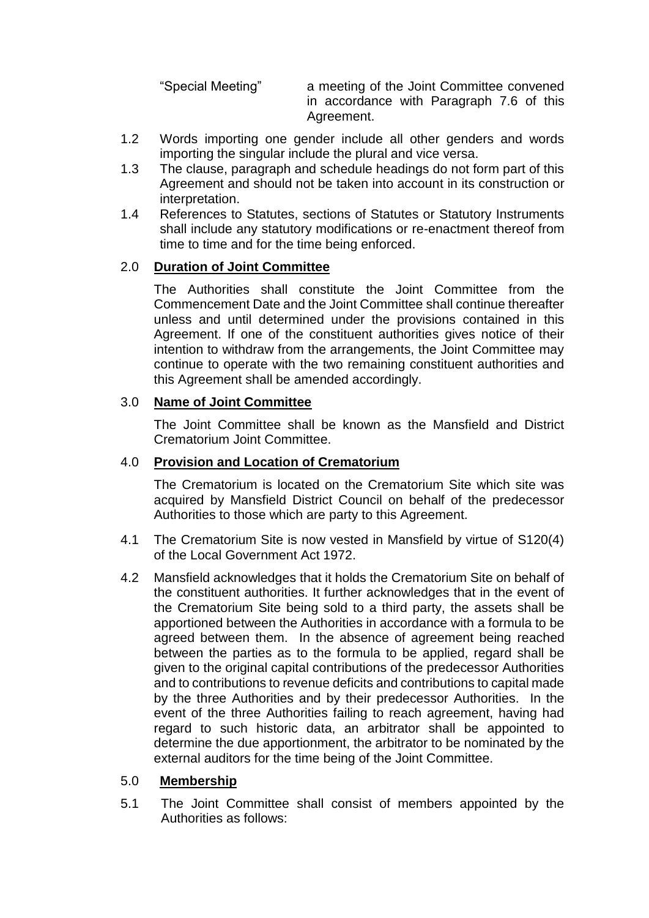"Special Meeting" a meeting of the Joint Committee convened in accordance with Paragraph 7.6 of this Agreement.

1.2 Words importing one gender include all other genders and words importing the singular include the plural and vice versa.

1.3 The clause, paragraph and schedule headings do not form part of this Agreement and should not be taken into account in its construction or interpretation.

1.4 References to Statutes, sections of Statutes or Statutory Instruments shall include any statutory modifications or re-enactment thereof from time to time and for the time being enforced.

## 2.0 **Duration of Joint Committee**

The Authorities shall constitute the Joint Committee from the Commencement Date and the Joint Committee shall continue thereafter unless and until determined under the provisions contained in this Agreement. If one of the constituent authorities gives notice of their intention to withdraw from the arrangements, the Joint Committee may continue to operate with the two remaining constituent authorities and this Agreement shall be amended accordingly.

## 3.0 **Name of Joint Committee**

The Joint Committee shall be known as the Mansfield and District Crematorium Joint Committee.

## 4.0 **Provision and Location of Crematorium**

The Crematorium is located on the Crematorium Site which site was acquired by Mansfield District Council on behalf of the predecessor Authorities to those which are party to this Agreement.

4.1 The Crematorium Site is now vested in Mansfield by virtue of S120(4) of the Local Government Act 1972.

4.2 Mansfield acknowledges that it holds the Crematorium Site on behalf of the constituent authorities. It further acknowledges that in the event of the Crematorium Site being sold to a third party, the assets shall be apportioned between the Authorities in accordance with a formula to be agreed between them. In the absence of agreement being reached between the parties as to the formula to be applied, regard shall be given to the original capital contributions of the predecessor Authorities and to contributions to revenue deficits and contributions to capital made by the three Authorities and by their predecessor Authorities. In the event of the three Authorities failing to reach agreement, having had regard to such historic data, an arbitrator shall be appointed to determine the due apportionment, the arbitrator to be nominated by the external auditors for the time being of the Joint Committee.

## 5.0 **Membership**

5.1 The Joint Committee shall consist of members appointed by the Authorities as follows: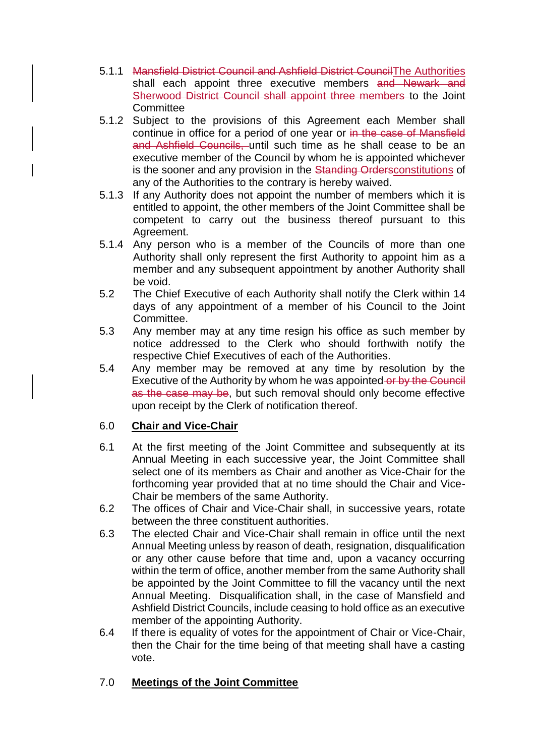5.1.1 ~~Mansfield District Council and Ashfield District Council~~The Authorities shall each appoint three executive members ~~and Newark and Sherwood District Council shall appoint three members~~ to the Joint Committee

5.1.2 Subject to the provisions of this Agreement each Member shall continue in office for a period of one year or ~~in the case of Mansfield and Ashfield Councils,~~ until such time as he shall cease to be an executive member of the Council by whom he is appointed whichever is the sooner and any provision in the ~~Standing Orders~~constitutions of any of the Authorities to the contrary is hereby waived.

5.1.3 If any Authority does not appoint the number of members which it is entitled to appoint, the other members of the Joint Committee shall be competent to carry out the business thereof pursuant to this Agreement.

5.1.4 Any person who is a member of the Councils of more than one Authority shall only represent the first Authority to appoint him as a member and any subsequent appointment by another Authority shall be void.

5.2 The Chief Executive of each Authority shall notify the Clerk within 14 days of any appointment of a member of his Council to the Joint Committee.

5.3 Any member may at any time resign his office as such member by notice addressed to the Clerk who should forthwith notify the respective Chief Executives of each of the Authorities.

5.4 Any member may be removed at any time by resolution by the Executive of the Authority by whom he was appointed ~~or by the Council as the case may be~~, but such removal should only become effective upon receipt by the Clerk of notification thereof.

## 6.0 **Chair and Vice-Chair**

6.1 At the first meeting of the Joint Committee and subsequently at its Annual Meeting in each successive year, the Joint Committee shall select one of its members as Chair and another as Vice-Chair for the forthcoming year provided that at no time should the Chair and Vice-Chair be members of the same Authority.

6.2 The offices of Chair and Vice-Chair shall, in successive years, rotate between the three constituent authorities.

6.3 The elected Chair and Vice-Chair shall remain in office until the next Annual Meeting unless by reason of death, resignation, disqualification or any other cause before that time and, upon a vacancy occurring within the term of office, another member from the same Authority shall be appointed by the Joint Committee to fill the vacancy until the next Annual Meeting. Disqualification shall, in the case of Mansfield and Ashfield District Councils, include ceasing to hold office as an executive member of the appointing Authority.

6.4 If there is equality of votes for the appointment of Chair or Vice-Chair, then the Chair for the time being of that meeting shall have a casting vote.

## 7.0 **Meetings of the Joint Committee**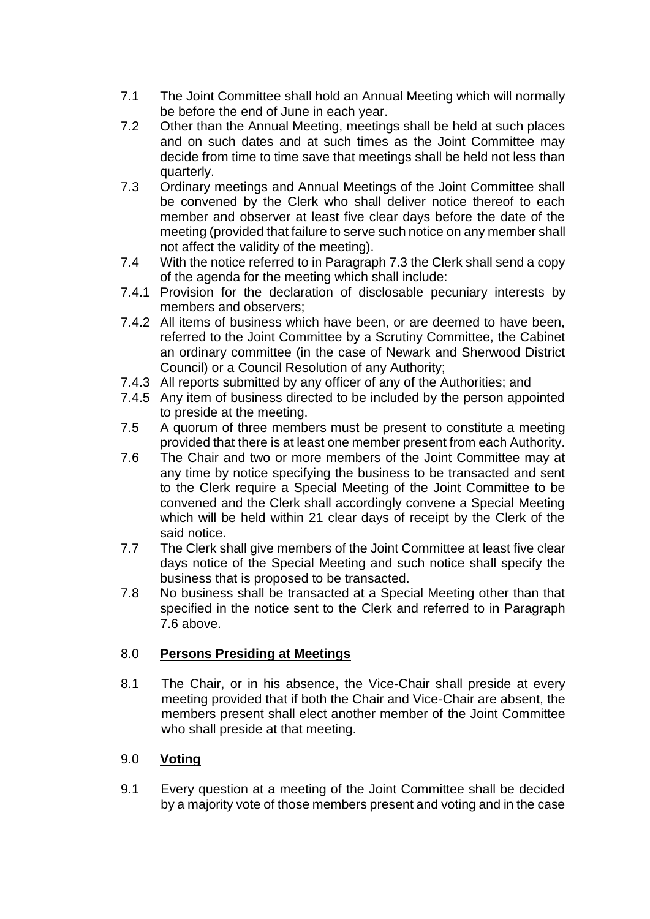7.1 The Joint Committee shall hold an Annual Meeting which will normally be before the end of June in each year.

7.2 Other than the Annual Meeting, meetings shall be held at such places and on such dates and at such times as the Joint Committee may decide from time to time save that meetings shall be held not less than quarterly.

7.3 Ordinary meetings and Annual Meetings of the Joint Committee shall be convened by the Clerk who shall deliver notice thereof to each member and observer at least five clear days before the date of the meeting (provided that failure to serve such notice on any member shall not affect the validity of the meeting).

7.4 With the notice referred to in Paragraph 7.3 the Clerk shall send a copy of the agenda for the meeting which shall include:

7.4.1 Provision for the declaration of disclosable pecuniary interests by members and observers;

7.4.2 All items of business which have been, or are deemed to have been, referred to the Joint Committee by a Scrutiny Committee, the Cabinet an ordinary committee (in the case of Newark and Sherwood District Council) or a Council Resolution of any Authority;

7.4.3 All reports submitted by any officer of any of the Authorities; and

7.4.5 Any item of business directed to be included by the person appointed to preside at the meeting.

7.5 A quorum of three members must be present to constitute a meeting provided that there is at least one member present from each Authority.

7.6 The Chair and two or more members of the Joint Committee may at any time by notice specifying the business to be transacted and sent to the Clerk require a Special Meeting of the Joint Committee to be convened and the Clerk shall accordingly convene a Special Meeting which will be held within 21 clear days of receipt by the Clerk of the said notice.

7.7 The Clerk shall give members of the Joint Committee at least five clear days notice of the Special Meeting and such notice shall specify the business that is proposed to be transacted.

7.8 No business shall be transacted at a Special Meeting other than that specified in the notice sent to the Clerk and referred to in Paragraph 7.6 above.

## 8.0 <u>Persons Presiding at Meetings</u>

8.1 The Chair, or in his absence, the Vice-Chair shall preside at every meeting provided that if both the Chair and Vice-Chair are absent, the members present shall elect another member of the Joint Committee who shall preside at that meeting.

## 9.0 <u>Voting</u>

9.1 Every question at a meeting of the Joint Committee shall be decided by a majority vote of those members present and voting and in the case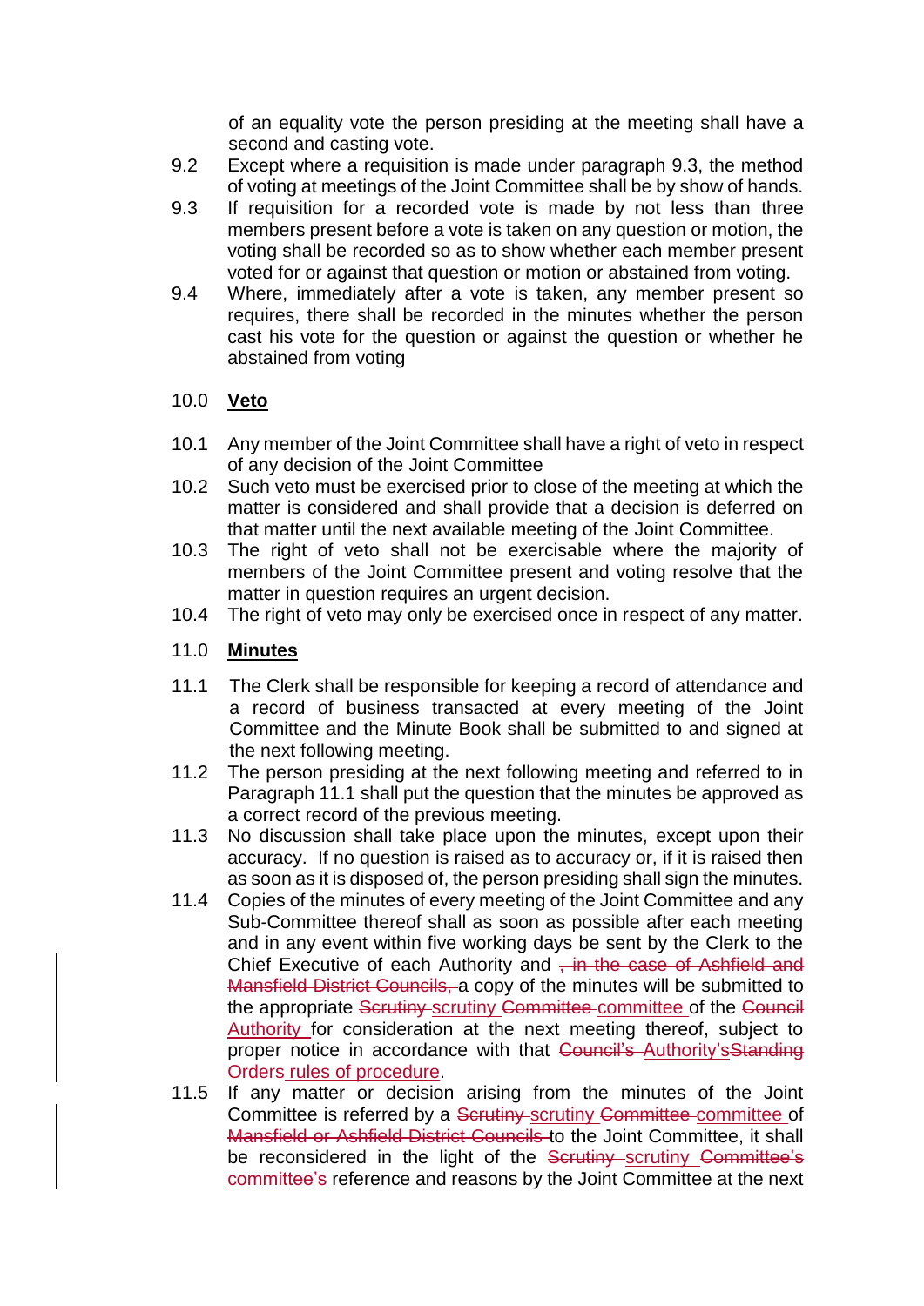of an equality vote the person presiding at the meeting shall have a second and casting vote.

9.2 Except where a requisition is made under paragraph 9.3, the method of voting at meetings of the Joint Committee shall be by show of hands.

9.3 If requisition for a recorded vote is made by not less than three members present before a vote is taken on any question or motion, the voting shall be recorded so as to show whether each member present voted for or against that question or motion or abstained from voting.

9.4 Where, immediately after a vote is taken, any member present so requires, there shall be recorded in the minutes whether the person cast his vote for the question or against the question or whether he abstained from voting

## 10.0 **Veto**

10.1 Any member of the Joint Committee shall have a right of veto in respect of any decision of the Joint Committee

10.2 Such veto must be exercised prior to close of the meeting at which the matter is considered and shall provide that a decision is deferred on that matter until the next available meeting of the Joint Committee.

10.3 The right of veto shall not be exercisable where the majority of members of the Joint Committee present and voting resolve that the matter in question requires an urgent decision.

10.4 The right of veto may only be exercised once in respect of any matter.

## 11.0 **Minutes**

11.1 The Clerk shall be responsible for keeping a record of attendance and a record of business transacted at every meeting of the Joint Committee and the Minute Book shall be submitted to and signed at the next following meeting.

11.2 The person presiding at the next following meeting and referred to in Paragraph 11.1 shall put the question that the minutes be approved as a correct record of the previous meeting.

11.3 No discussion shall take place upon the minutes, except upon their accuracy. If no question is raised as to accuracy or, if it is raised then as soon as it is disposed of, the person presiding shall sign the minutes.

11.4 Copies of the minutes of every meeting of the Joint Committee and any Sub-Committee thereof shall as soon as possible after each meeting and in any event within five working days be sent by the Clerk to the Chief Executive of each Authority and ~~, in the case of Ashfield and Mansfield District Councils,~~ a copy of the minutes will be submitted to the appropriate ~~Scrutiny~~ scrutiny ~~Committee~~ committee of the ~~Council~~ Authority for consideration at the next meeting thereof, subject to proper notice in accordance with that ~~Council's~~ Authority's~~Standing Orders~~ rules of procedure.

11.5 If any matter or decision arising from the minutes of the Joint Committee is referred by a ~~Scrutiny~~ scrutiny ~~Committee~~ committee of ~~Mansfield or Ashfield District Councils~~ to the Joint Committee, it shall be reconsidered in the light of the ~~Scrutiny~~ scrutiny ~~Committee's~~ committee's reference and reasons by the Joint Committee at the next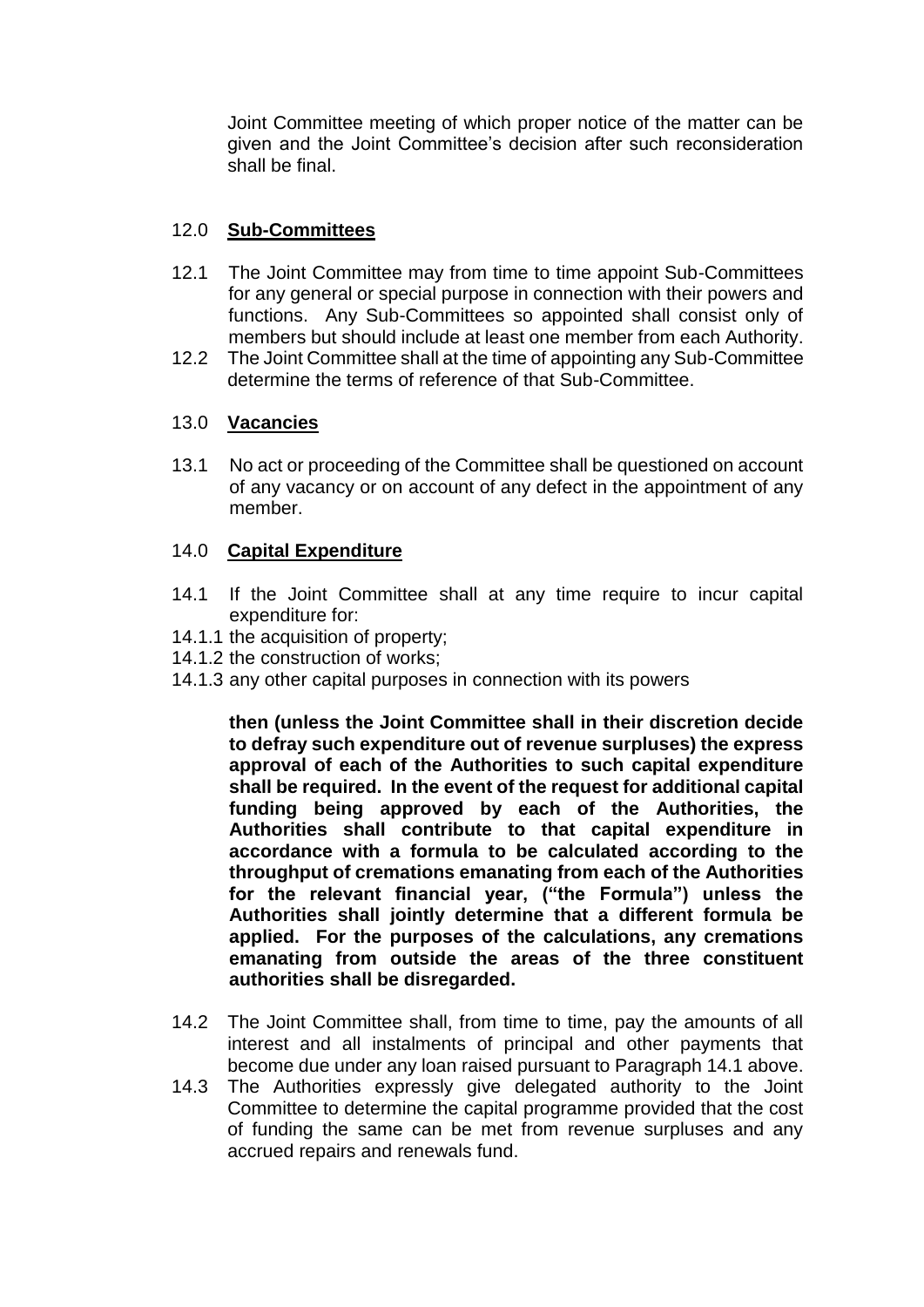Joint Committee meeting of which proper notice of the matter can be given and the Joint Committee's decision after such reconsideration shall be final.

## 12.0 **Sub-Committees**

12.1 The Joint Committee may from time to time appoint Sub-Committees for any general or special purpose in connection with their powers and functions. Any Sub-Committees so appointed shall consist only of members but should include at least one member from each Authority.

12.2 The Joint Committee shall at the time of appointing any Sub-Committee determine the terms of reference of that Sub-Committee.

## 13.0 **Vacancies**

13.1 No act or proceeding of the Committee shall be questioned on account of any vacancy or on account of any defect in the appointment of any member.

## 14.0 **Capital Expenditure**

14.1 If the Joint Committee shall at any time require to incur capital expenditure for:

14.1.1 the acquisition of property;

14.1.2 the construction of works;

14.1.3 any other capital purposes in connection with its powers

**then (unless the Joint Committee shall in their discretion decide to defray such expenditure out of revenue surpluses) the express approval of each of the Authorities to such capital expenditure shall be required. In the event of the request for additional capital funding being approved by each of the Authorities, the Authorities shall contribute to that capital expenditure in accordance with a formula to be calculated according to the throughput of cremations emanating from each of the Authorities for the relevant financial year, ("the Formula") unless the Authorities shall jointly determine that a different formula be applied. For the purposes of the calculations, any cremations emanating from outside the areas of the three constituent authorities shall be disregarded.**

14.2 The Joint Committee shall, from time to time, pay the amounts of all interest and all instalments of principal and other payments that become due under any loan raised pursuant to Paragraph 14.1 above.

14.3 The Authorities expressly give delegated authority to the Joint Committee to determine the capital programme provided that the cost of funding the same can be met from revenue surpluses and any accrued repairs and renewals fund.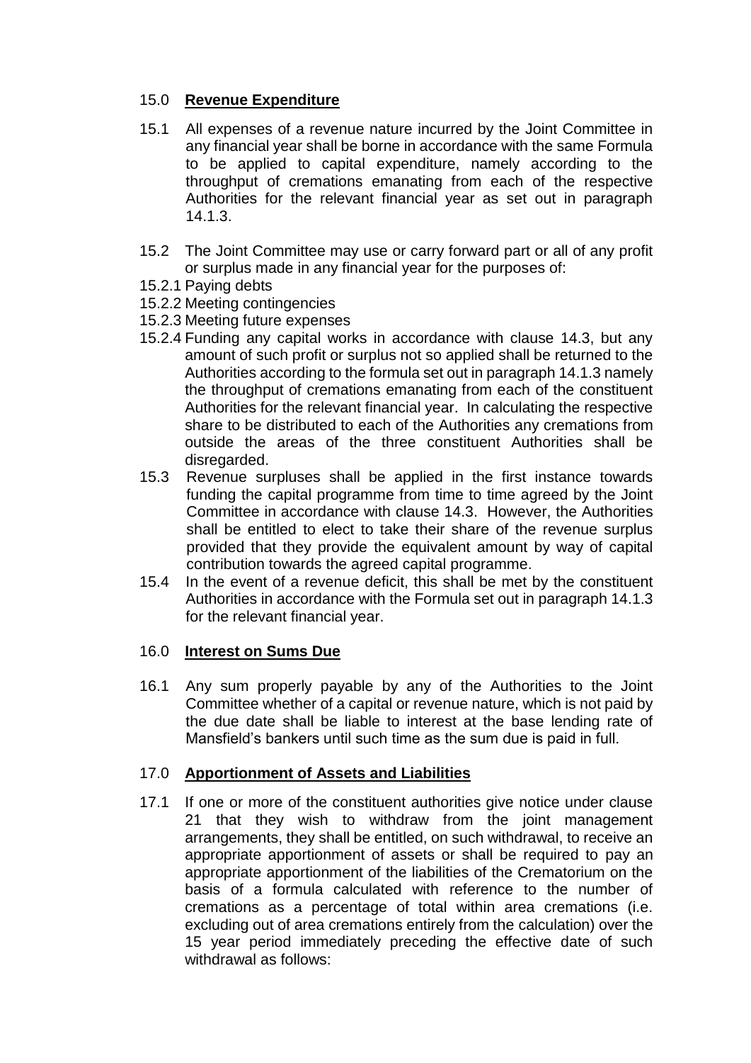## 15.0 **Revenue Expenditure**

15.1 All expenses of a revenue nature incurred by the Joint Committee in any financial year shall be borne in accordance with the same Formula to be applied to capital expenditure, namely according to the throughput of cremations emanating from each of the respective Authorities for the relevant financial year as set out in paragraph 14.1.3.

15.2 The Joint Committee may use or carry forward part or all of any profit or surplus made in any financial year for the purposes of:

15.2.1 Paying debts

15.2.2 Meeting contingencies

15.2.3 Meeting future expenses

15.2.4 Funding any capital works in accordance with clause 14.3, but any amount of such profit or surplus not so applied shall be returned to the Authorities according to the formula set out in paragraph 14.1.3 namely the throughput of cremations emanating from each of the constituent Authorities for the relevant financial year. In calculating the respective share to be distributed to each of the Authorities any cremations from outside the areas of the three constituent Authorities shall be disregarded.

15.3 Revenue surpluses shall be applied in the first instance towards funding the capital programme from time to time agreed by the Joint Committee in accordance with clause 14.3. However, the Authorities shall be entitled to elect to take their share of the revenue surplus provided that they provide the equivalent amount by way of capital contribution towards the agreed capital programme.

15.4 In the event of a revenue deficit, this shall be met by the constituent Authorities in accordance with the Formula set out in paragraph 14.1.3 for the relevant financial year.

## 16.0 **Interest on Sums Due**

16.1 Any sum properly payable by any of the Authorities to the Joint Committee whether of a capital or revenue nature, which is not paid by the due date shall be liable to interest at the base lending rate of Mansfield's bankers until such time as the sum due is paid in full.

## 17.0 **Apportionment of Assets and Liabilities**

17.1 If one or more of the constituent authorities give notice under clause 21 that they wish to withdraw from the joint management arrangements, they shall be entitled, on such withdrawal, to receive an appropriate apportionment of assets or shall be required to pay an appropriate apportionment of the liabilities of the Crematorium on the basis of a formula calculated with reference to the number of cremations as a percentage of total within area cremations (i.e. excluding out of area cremations entirely from the calculation) over the 15 year period immediately preceding the effective date of such withdrawal as follows: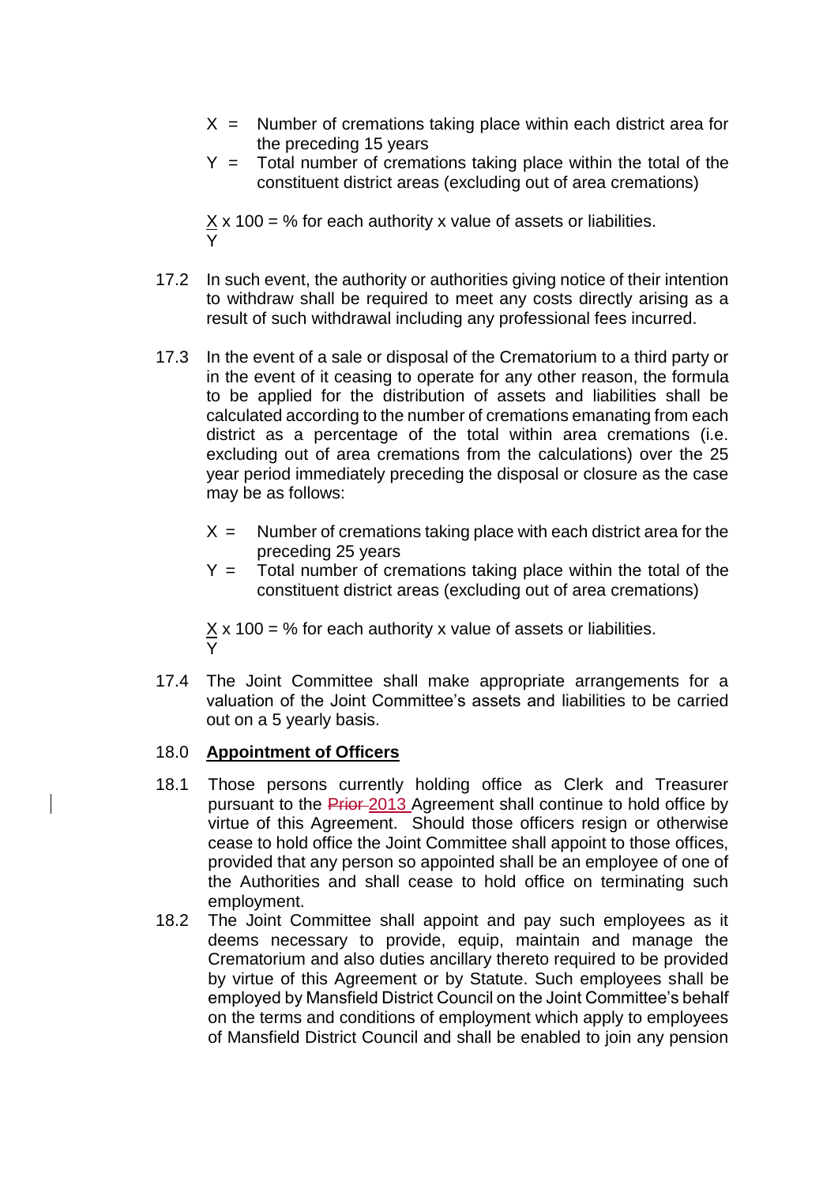$X$ = Number of cremations taking place within each district area for the preceding 15 years

$Y$ = Total number of cremations taking place within the total of the constituent district areas (excluding out of area cremations)

$$\frac{X}{Y} \times 100 = \% \text{ for each authority x value of assets or liabilities.}$$

17.2 In such event, the authority or authorities giving notice of their intention to withdraw shall be required to meet any costs directly arising as a result of such withdrawal including any professional fees incurred.

17.3 In the event of a sale or disposal of the Crematorium to a third party or in the event of it ceasing to operate for any other reason, the formula to be applied for the distribution of assets and liabilities shall be calculated according to the number of cremations emanating from each district as a percentage of the total within area cremations (i.e. excluding out of area cremations from the calculations) over the 25 year period immediately preceding the disposal or closure as the case may be as follows:

$X$ = Number of cremations taking place with each district area for the preceding 25 years

$Y$ = Total number of cremations taking place within the total of the constituent district areas (excluding out of area cremations)

$$\frac{X}{Y} \times 100 = \% \text{ for each authority x value of assets or liabilities.}$$

17.4 The Joint Committee shall make appropriate arrangements for a valuation of the Joint Committee's assets and liabilities to be carried out on a 5 yearly basis.

18.0 **Appointment of Officers**

18.1 Those persons currently holding office as Clerk and Treasurer pursuant to the ~~Prior~~ 2013 Agreement shall continue to hold office by virtue of this Agreement. Should those officers resign or otherwise cease to hold office the Joint Committee shall appoint to those offices, provided that any person so appointed shall be an employee of one of the Authorities and shall cease to hold office on terminating such employment.

18.2 The Joint Committee shall appoint and pay such employees as it deems necessary to provide, equip, maintain and manage the Crematorium and also duties ancillary thereto required to be provided by virtue of this Agreement or by Statute. Such employees shall be employed by Mansfield District Council on the Joint Committee's behalf on the terms and conditions of employment which apply to employees of Mansfield District Council and shall be enabled to join any pension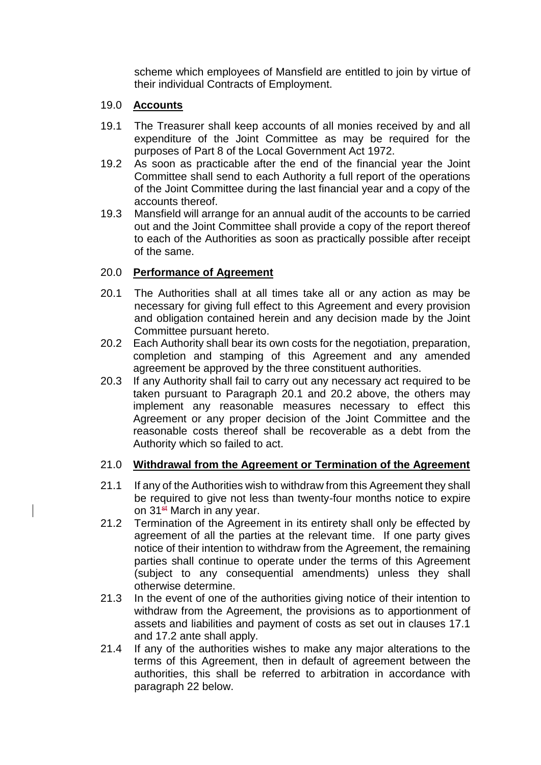scheme which employees of Mansfield are entitled to join by virtue of their individual Contracts of Employment.

## 19.0 **Accounts**

19.1 The Treasurer shall keep accounts of all monies received by and all expenditure of the Joint Committee as may be required for the purposes of Part 8 of the Local Government Act 1972.

19.2 As soon as practicable after the end of the financial year the Joint Committee shall send to each Authority a full report of the operations of the Joint Committee during the last financial year and a copy of the accounts thereof.

19.3 Mansfield will arrange for an annual audit of the accounts to be carried out and the Joint Committee shall provide a copy of the report thereof to each of the Authorities as soon as practically possible after receipt of the same.

## 20.0 **Performance of Agreement**

20.1 The Authorities shall at all times take all or any action as may be necessary for giving full effect to this Agreement and every provision and obligation contained herein and any decision made by the Joint Committee pursuant hereto.

20.2 Each Authority shall bear its own costs for the negotiation, preparation, completion and stamping of this Agreement and any amended agreement be approved by the three constituent authorities.

20.3 If any Authority shall fail to carry out any necessary act required to be taken pursuant to Paragraph 20.1 and 20.2 above, the others may implement any reasonable measures necessary to effect this Agreement or any proper decision of the Joint Committee and the reasonable costs thereof shall be recoverable as a debt from the Authority which so failed to act.

## 21.0 **Withdrawal from the Agreement or Termination of the Agreement**

21.1 If any of the Authorities wish to withdraw from this Agreement they shall be required to give not less than twenty-four months notice to expire on 31st March in any year.

21.2 Termination of the Agreement in its entirety shall only be effected by agreement of all the parties at the relevant time. If one party gives notice of their intention to withdraw from the Agreement, the remaining parties shall continue to operate under the terms of this Agreement (subject to any consequential amendments) unless they shall otherwise determine.

21.3 In the event of one of the authorities giving notice of their intention to withdraw from the Agreement, the provisions as to apportionment of assets and liabilities and payment of costs as set out in clauses 17.1 and 17.2 ante shall apply.

21.4 If any of the authorities wishes to make any major alterations to the terms of this Agreement, then in default of agreement between the authorities, this shall be referred to arbitration in accordance with paragraph 22 below.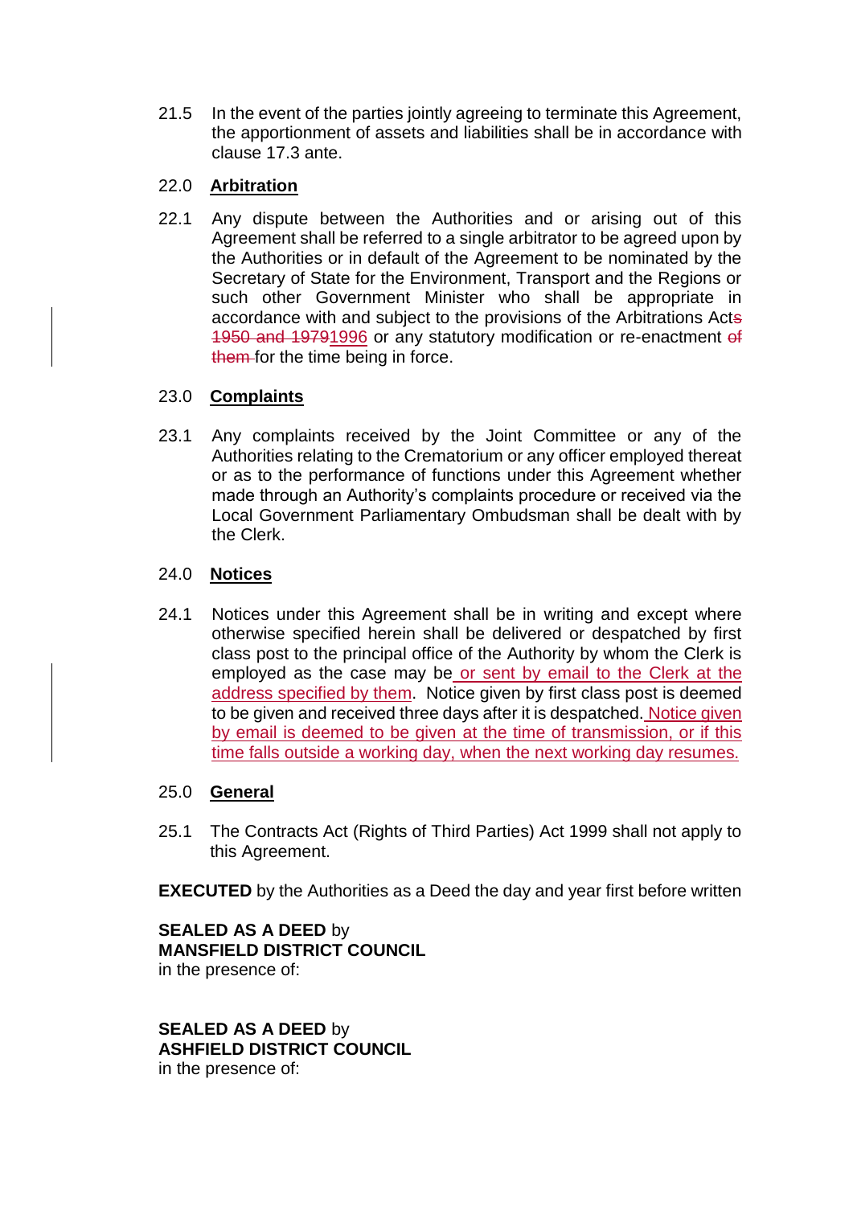21.5 In the event of the parties jointly agreeing to terminate this Agreement, the apportionment of assets and liabilities shall be in accordance with clause 17.3 ante.

22.0 **Arbitration**

22.1 Any dispute between the Authorities and or arising out of this Agreement shall be referred to a single arbitrator to be agreed upon by the Authorities or in default of the Agreement to be nominated by the Secretary of State for the Environment, Transport and the Regions or such other Government Minister who shall be appropriate in accordance with and subject to the provisions of the Arbitrations Act~~s 1950 and 1979~~1996 or any statutory modification or re-enactment ~~of them~~ for the time being in force.

23.0 **Complaints**

23.1 Any complaints received by the Joint Committee or any of the Authorities relating to the Crematorium or any officer employed thereat or as to the performance of functions under this Agreement whether made through an Authority's complaints procedure or received via the Local Government Parliamentary Ombudsman shall be dealt with by the Clerk.

24.0 **Notices**

24.1 Notices under this Agreement shall be in writing and except where otherwise specified herein shall be delivered or despatched by first class post to the principal office of the Authority by whom the Clerk is employed as the case may be or sent by email to the Clerk at the address specified by them. Notice given by first class post is deemed to be given and received three days after it is despatched. Notice given by email is deemed to be given at the time of transmission, or if this time falls outside a working day, when the next working day resumes.

25.0 **General**

25.1 The Contracts Act (Rights of Third Parties) Act 1999 shall not apply to this Agreement.

**EXECUTED** by the Authorities as a Deed the day and year first before written

**SEALED AS A DEED** by
**MANSFIELD DISTRICT COUNCIL**
in the presence of:

**SEALED AS A DEED** by
**ASHFIELD DISTRICT COUNCIL**
in the presence of: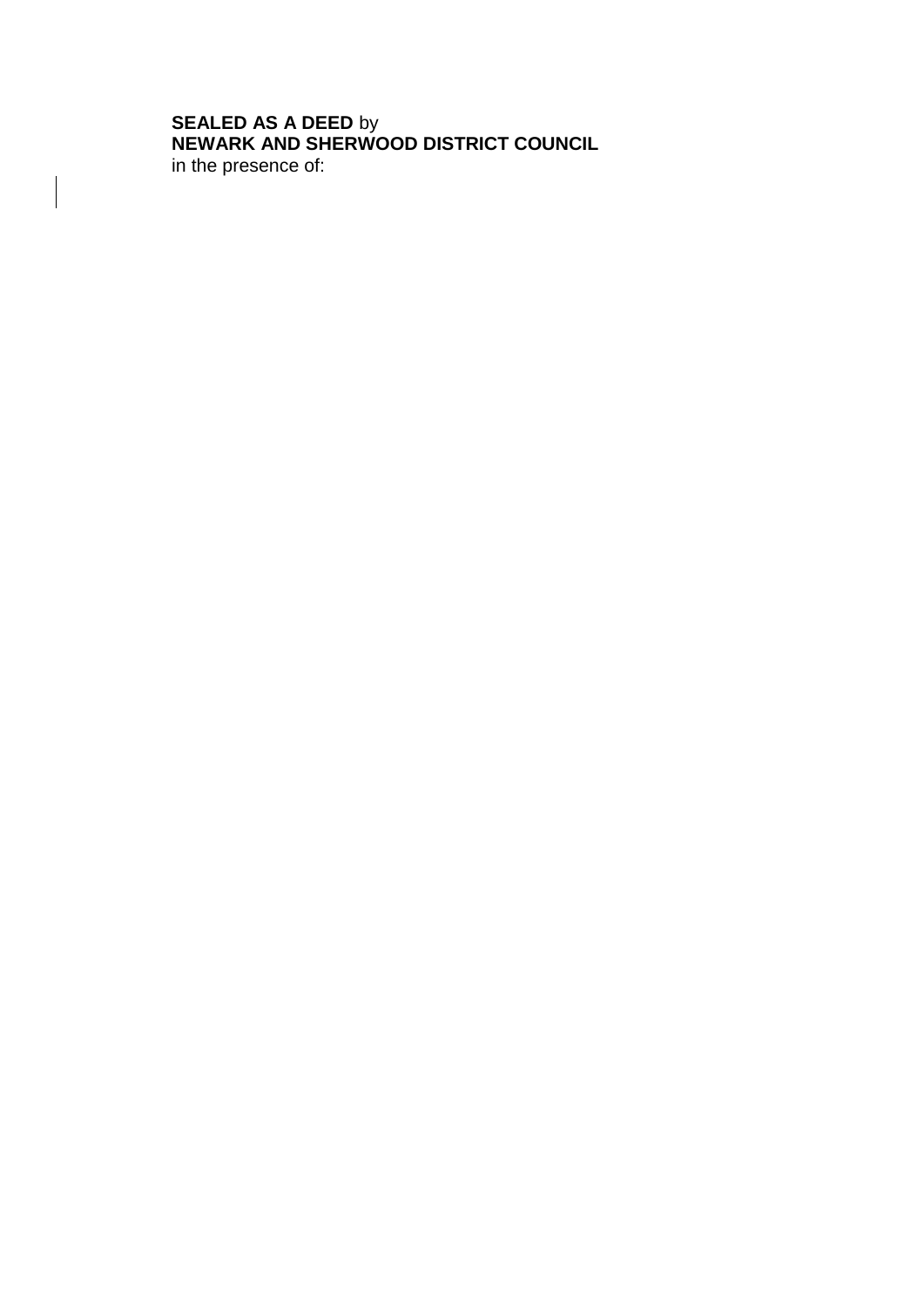**SEALED AS A DEED** by
**NEWARK AND SHERWOOD DISTRICT COUNCIL**
in the presence of: